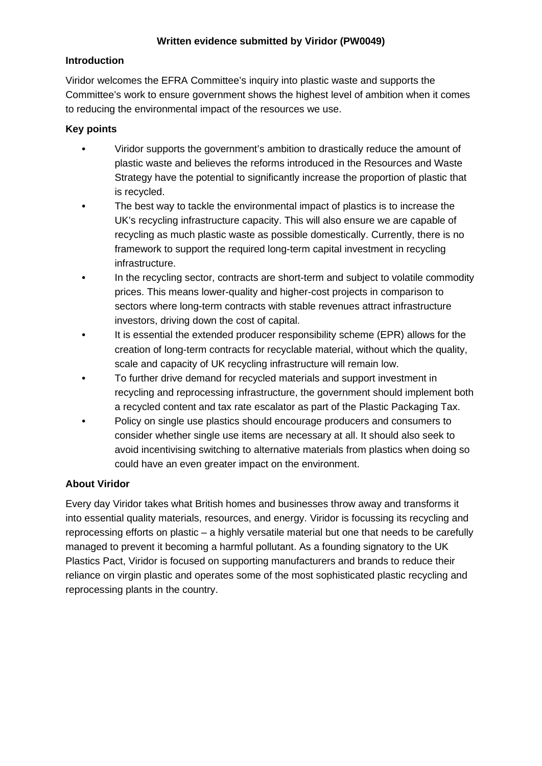# Written evidence submitted by Viridor (PW0049)

## Introduction

Viridor welcomes the EFRA Committee's inquiry into plastic waste and supports the Committee's work to ensure government shows the highest level of ambition when it comes to reducing the environmental impact of the resources we use.

## Key points

- Viridor supports the government's ambition to drastically reduce the amount of plastic waste and believes the reforms introduced in the Resources and Waste Strategy have the potential to significantly increase the proportion of plastic that is recycled.
- The best way to tackle the environmental impact of plastics is to increase the UK's recycling infrastructure capacity. This will also ensure we are capable of recycling as much plastic waste as possible domestically. Currently, there is no framework to support the required long-term capital investment in recycling infrastructure.
- In the recycling sector, contracts are short-term and subject to volatile commodity prices. This means lower-quality and higher-cost projects in comparison to sectors where long-term contracts with stable revenues attract infrastructure investors, driving down the cost of capital.
- It is essential the extended producer responsibility scheme (EPR) allows for the creation of long-term contracts for recyclable material, without which the quality, scale and capacity of UK recycling infrastructure will remain low.
- To further drive demand for recycled materials and support investment in recycling and reprocessing infrastructure, the government should implement both a recycled content and tax rate escalator as part of the Plastic Packaging Tax.
- Policy on single use plastics should encourage producers and consumers to consider whether single use items are necessary at all. It should also seek to avoid incentivising switching to alternative materials from plastics when doing so could have an even greater impact on the environment.

## About Viridor

Every day Viridor takes what British homes and businesses throw away and transforms it into essential quality materials, resources, and energy. Viridor is focussing its recycling and reprocessing efforts on plastic – a highly versatile material but one that needs to be carefully managed to prevent it becoming a harmful pollutant. As a founding signatory to the UK Plastics Pact, Viridor is focused on supporting manufacturers and brands to reduce their reliance on virgin plastic and operates some of the most sophisticated plastic recycling and reprocessing plants in the country.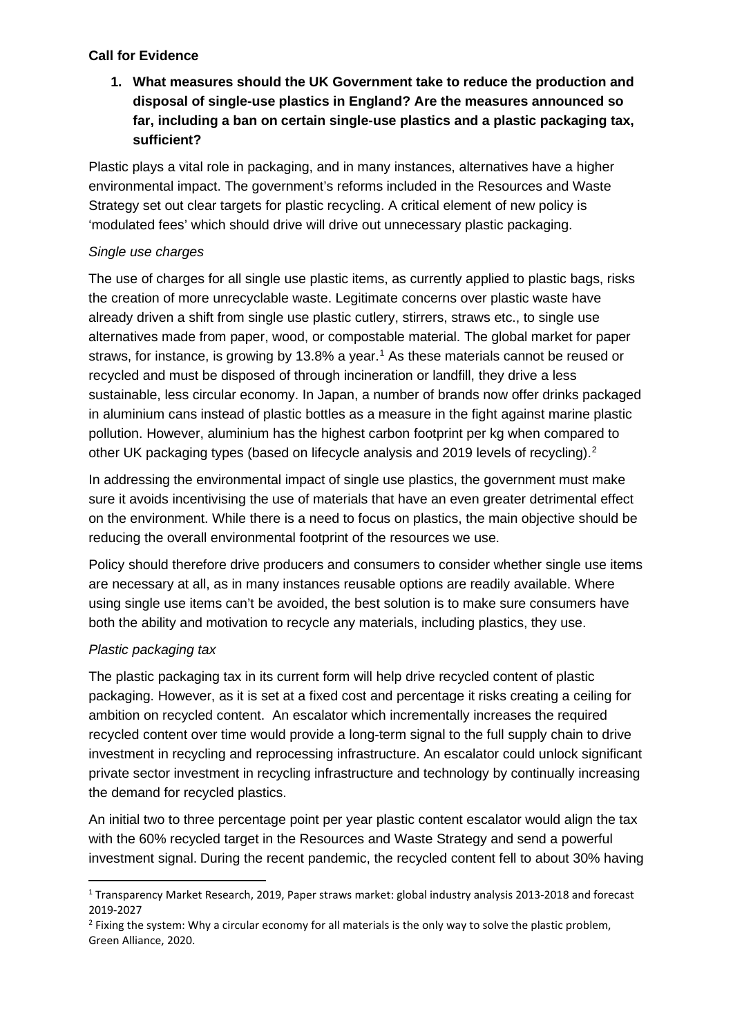**Call for Evidence**

1. **What measures should the UK Government take to reduce the production and disposal of single-use plastics in England? Are the measures announced so far, including a ban on certain single-use plastics and a plastic packaging tax, sufficient?**

Plastic plays a vital role in packaging, and in many instances, alternatives have a higher environmental impact. The government's reforms included in the Resources and Waste Strategy set out clear targets for plastic recycling. A critical element of new policy is 'modulated fees' which should drive will drive out unnecessary plastic packaging.

*Single use charges*

The use of charges for all single use plastic items, as currently applied to plastic bags, risks the creation of more unrecyclable waste. Legitimate concerns over plastic waste have already driven a shift from single use plastic cutlery, stirrers, straws etc., to single use alternatives made from paper, wood, or compostable material. The global market for paper straws, for instance, is growing by 13.8% a year.[1] As these materials cannot be reused or recycled and must be disposed of through incineration or landfill, they drive a less sustainable, less circular economy. In Japan, a number of brands now offer drinks packaged in aluminium cans instead of plastic bottles as a measure in the fight against marine plastic pollution. However, aluminium has the highest carbon footprint per kg when compared to other UK packaging types (based on lifecycle analysis and 2019 levels of recycling).[2]

In addressing the environmental impact of single use plastics, the government must make sure it avoids incentivising the use of materials that have an even greater detrimental effect on the environment. While there is a need to focus on plastics, the main objective should be reducing the overall environmental footprint of the resources we use.

Policy should therefore drive producers and consumers to consider whether single use items are necessary at all, as in many instances reusable options are readily available. Where using single use items can't be avoided, the best solution is to make sure consumers have both the ability and motivation to recycle any materials, including plastics, they use.

*Plastic packaging tax*

The plastic packaging tax in its current form will help drive recycled content of plastic packaging. However, as it is set at a fixed cost and percentage it risks creating a ceiling for ambition on recycled content. An escalator which incrementally increases the required recycled content over time would provide a long-term signal to the full supply chain to drive investment in recycling and reprocessing infrastructure. An escalator could unlock significant private sector investment in recycling infrastructure and technology by continually increasing the demand for recycled plastics.

An initial two to three percentage point per year plastic content escalator would align the tax with the 60% recycled target in the Resources and Waste Strategy and send a powerful investment signal. During the recent pandemic, the recycled content fell to about 30% having

[1] Transparency Market Research, 2019, Paper straws market: global industry analysis 2013-2018 and forecast 2019-2027

[2] Fixing the system: Why a circular economy for all materials is the only way to solve the plastic problem, Green Alliance, 2020.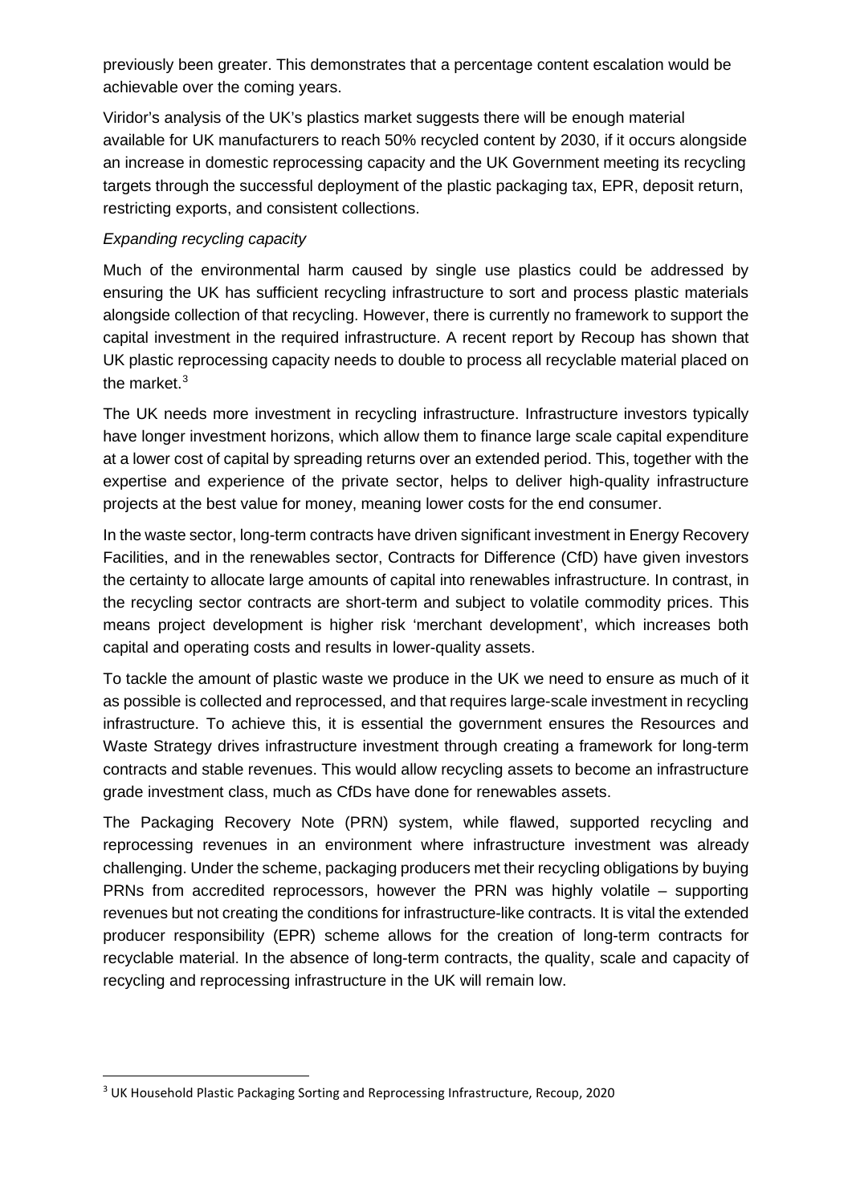previously been greater. This demonstrates that a percentage content escalation would be achievable over the coming years.

Viridor's analysis of the UK's plastics market suggests there will be enough material available for UK manufacturers to reach 50% recycled content by 2030, if it occurs alongside an increase in domestic reprocessing capacity and the UK Government meeting its recycling targets through the successful deployment of the plastic packaging tax, EPR, deposit return, restricting exports, and consistent collections.

*Expanding recycling capacity*

Much of the environmental harm caused by single use plastics could be addressed by ensuring the UK has sufficient recycling infrastructure to sort and process plastic materials alongside collection of that recycling. However, there is currently no framework to support the capital investment in the required infrastructure. A recent report by Recoup has shown that UK plastic reprocessing capacity needs to double to process all recyclable material placed on the market.[3]

The UK needs more investment in recycling infrastructure. Infrastructure investors typically have longer investment horizons, which allow them to finance large scale capital expenditure at a lower cost of capital by spreading returns over an extended period. This, together with the expertise and experience of the private sector, helps to deliver high-quality infrastructure projects at the best value for money, meaning lower costs for the end consumer.

In the waste sector, long-term contracts have driven significant investment in Energy Recovery Facilities, and in the renewables sector, Contracts for Difference (CfD) have given investors the certainty to allocate large amounts of capital into renewables infrastructure. In contrast, in the recycling sector contracts are short-term and subject to volatile commodity prices. This means project development is higher risk 'merchant development', which increases both capital and operating costs and results in lower-quality assets.

To tackle the amount of plastic waste we produce in the UK we need to ensure as much of it as possible is collected and reprocessed, and that requires large-scale investment in recycling infrastructure. To achieve this, it is essential the government ensures the Resources and Waste Strategy drives infrastructure investment through creating a framework for long-term contracts and stable revenues. This would allow recycling assets to become an infrastructure grade investment class, much as CfDs have done for renewables assets.

The Packaging Recovery Note (PRN) system, while flawed, supported recycling and reprocessing revenues in an environment where infrastructure investment was already challenging. Under the scheme, packaging producers met their recycling obligations by buying PRNs from accredited reprocessors, however the PRN was highly volatile – supporting revenues but not creating the conditions for infrastructure-like contracts. It is vital the extended producer responsibility (EPR) scheme allows for the creation of long-term contracts for recyclable material. In the absence of long-term contracts, the quality, scale and capacity of recycling and reprocessing infrastructure in the UK will remain low.

[3] UK Household Plastic Packaging Sorting and Reprocessing Infrastructure, Recoup, 2020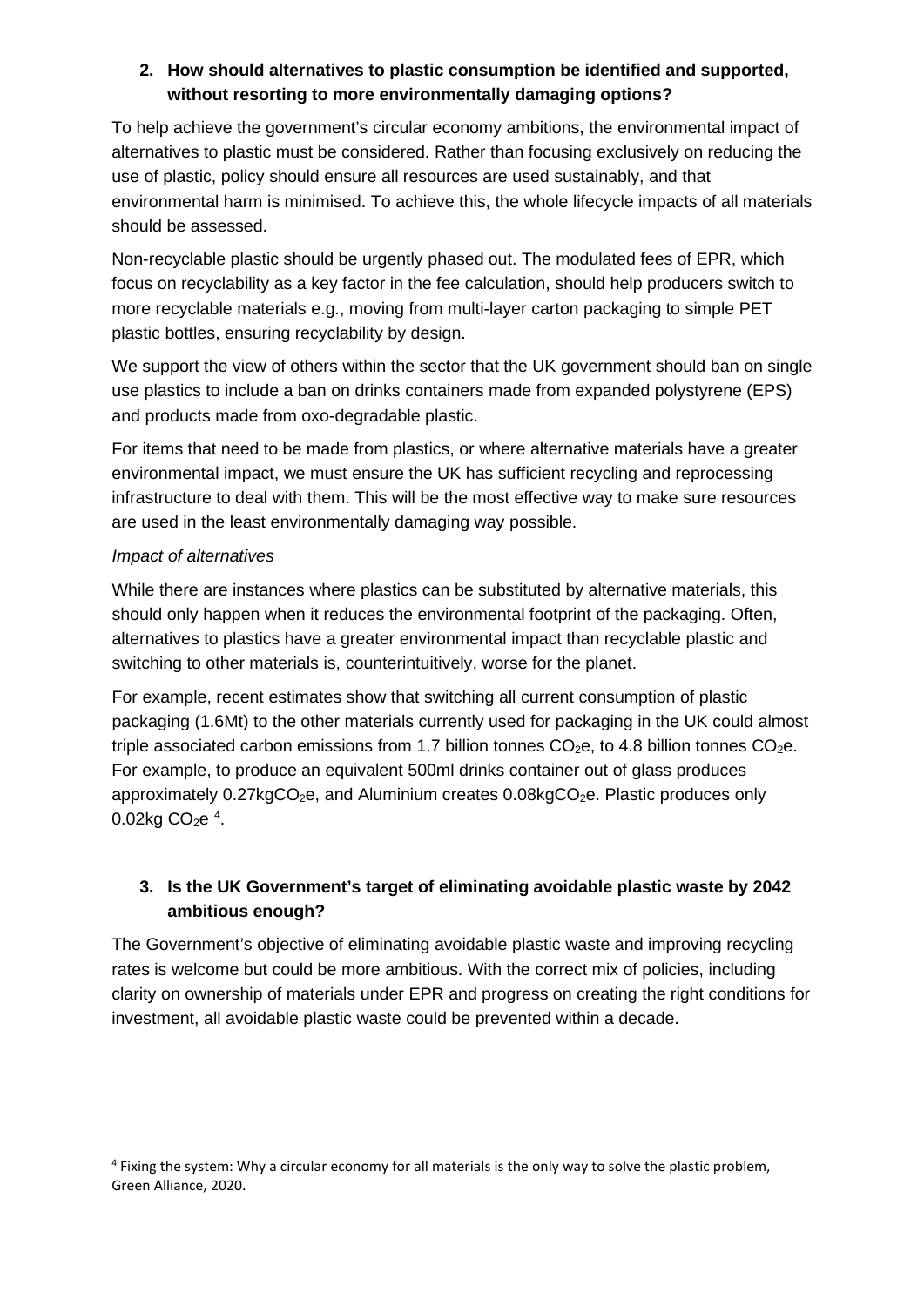2. **How should alternatives to plastic consumption be identified and supported, without resorting to more environmentally damaging options?**

To help achieve the government's circular economy ambitions, the environmental impact of alternatives to plastic must be considered. Rather than focusing exclusively on reducing the use of plastic, policy should ensure all resources are used sustainably, and that environmental harm is minimised. To achieve this, the whole lifecycle impacts of all materials should be assessed.

Non-recyclable plastic should be urgently phased out. The modulated fees of EPR, which focus on recyclability as a key factor in the fee calculation, should help producers switch to more recyclable materials e.g., moving from multi-layer carton packaging to simple PET plastic bottles, ensuring recyclability by design.

We support the view of others within the sector that the UK government should ban on single use plastics to include a ban on drinks containers made from expanded polystyrene (EPS) and products made from oxo-degradable plastic.

For items that need to be made from plastics, or where alternative materials have a greater environmental impact, we must ensure the UK has sufficient recycling and reprocessing infrastructure to deal with them. This will be the most effective way to make sure resources are used in the least environmentally damaging way possible.

*Impact of alternatives*

While there are instances where plastics can be substituted by alternative materials, this should only happen when it reduces the environmental footprint of the packaging. Often, alternatives to plastics have a greater environmental impact than recyclable plastic and switching to other materials is, counterintuitively, worse for the planet.

For example, recent estimates show that switching all current consumption of plastic packaging (1.6Mt) to the other materials currently used for packaging in the UK could almost triple associated carbon emissions from 1.7 billion tonnes $CO_2e$, to 4.8 billion tonnes $CO_2e$. For example, to produce an equivalent 500ml drinks container out of glass produces approximately 0.27kg$CO_2e$, and Aluminium creates 0.08kg$CO_2e$. Plastic produces only 0.02kg $CO_2e$ [4].

3. **Is the UK Government's target of eliminating avoidable plastic waste by 2042 ambitious enough?**

The Government's objective of eliminating avoidable plastic waste and improving recycling rates is welcome but could be more ambitious. With the correct mix of policies, including clarity on ownership of materials under EPR and progress on creating the right conditions for investment, all avoidable plastic waste could be prevented within a decade.

---

[4] Fixing the system: Why a circular economy for all materials is the only way to solve the plastic problem, Green Alliance, 2020.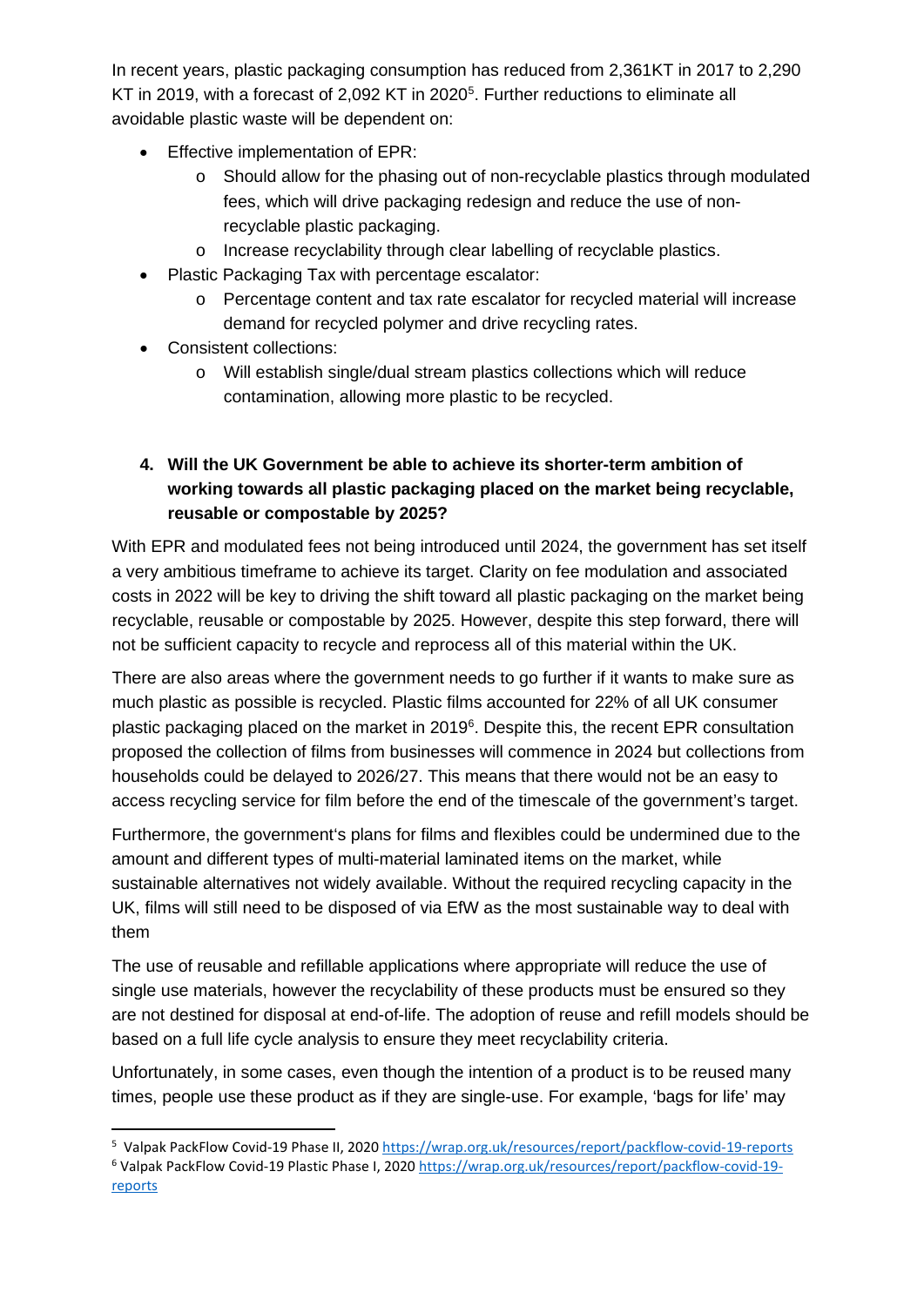In recent years, plastic packaging consumption has reduced from 2,361KT in 2017 to 2,290 KT in 2019, with a forecast of 2,092 KT in 2020[5]. Further reductions to eliminate all avoidable plastic waste will be dependent on:

- Effective implementation of EPR:
  - Should allow for the phasing out of non-recyclable plastics through modulated fees, which will drive packaging redesign and reduce the use of non-recyclable plastic packaging.
  - Increase recyclability through clear labelling of recyclable plastics.
- Plastic Packaging Tax with percentage escalator:
  - Percentage content and tax rate escalator for recycled material will increase demand for recycled polymer and drive recycling rates.
- Consistent collections:
  - Will establish single/dual stream plastics collections which will reduce contamination, allowing more plastic to be recycled.

**4. Will the UK Government be able to achieve its shorter-term ambition of working towards all plastic packaging placed on the market being recyclable, reusable or compostable by 2025?**

With EPR and modulated fees not being introduced until 2024, the government has set itself a very ambitious timeframe to achieve its target. Clarity on fee modulation and associated costs in 2022 will be key to driving the shift toward all plastic packaging on the market being recyclable, reusable or compostable by 2025. However, despite this step forward, there will not be sufficient capacity to recycle and reprocess all of this material within the UK.

There are also areas where the government needs to go further if it wants to make sure as much plastic as possible is recycled. Plastic films accounted for 22% of all UK consumer plastic packaging placed on the market in 2019[6]. Despite this, the recent EPR consultation proposed the collection of films from businesses will commence in 2024 but collections from households could be delayed to 2026/27. This means that there would not be an easy to access recycling service for film before the end of the timescale of the government's target.

Furthermore, the government's plans for films and flexibles could be undermined due to the amount and different types of multi-material laminated items on the market, while sustainable alternatives not widely available. Without the required recycling capacity in the UK, films will still need to be disposed of via EfW as the most sustainable way to deal with them

The use of reusable and refillable applications where appropriate will reduce the use of single use materials, however the recyclability of these products must be ensured so they are not destined for disposal at end-of-life. The adoption of reuse and refill models should be based on a full life cycle analysis to ensure they meet recyclability criteria.

Unfortunately, in some cases, even though the intention of a product is to be reused many times, people use these product as if they are single-use. For example, 'bags for life' may

---

[5] Valpak PackFlow Covid-19 Phase II, 2020 https://wrap.org.uk/resources/report/packflow-covid-19-reports

[6] Valpak PackFlow Covid-19 Plastic Phase I, 2020 https://wrap.org.uk/resources/report/packflow-covid-19-reports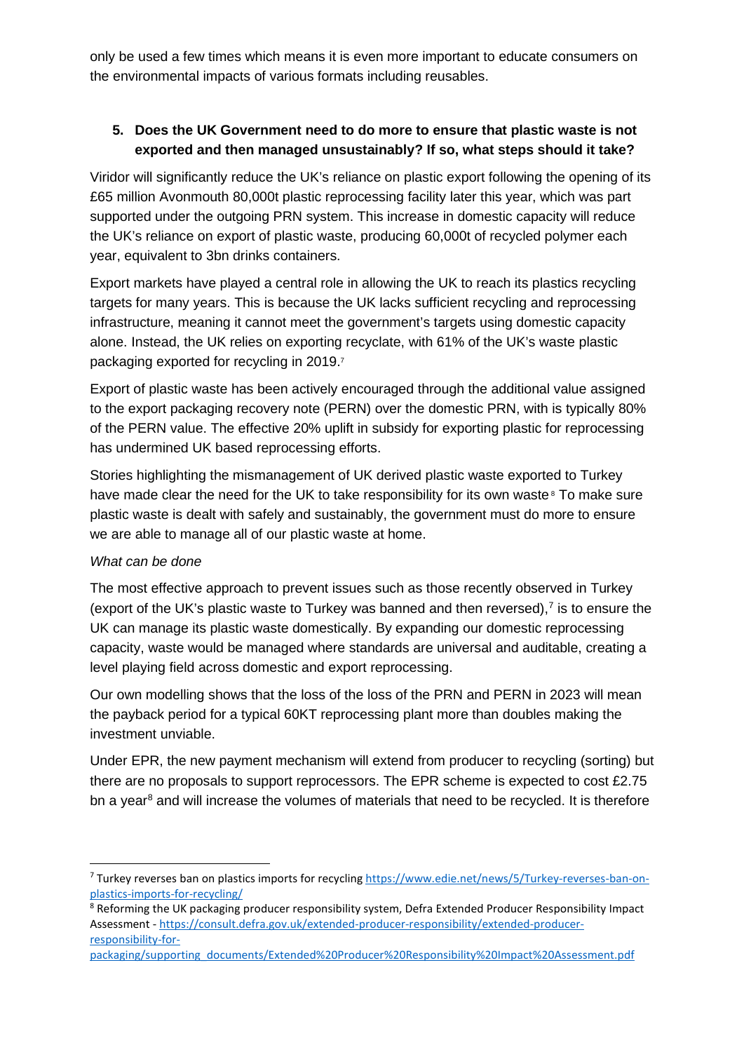only be used a few times which means it is even more important to educate consumers on the environmental impacts of various formats including reusables.

**5. Does the UK Government need to do more to ensure that plastic waste is not exported and then managed unsustainably? If so, what steps should it take?**

Viridor will significantly reduce the UK's reliance on plastic export following the opening of its £65 million Avonmouth 80,000t plastic reprocessing facility later this year, which was part supported under the outgoing PRN system. This increase in domestic capacity will reduce the UK's reliance on export of plastic waste, producing 60,000t of recycled polymer each year, equivalent to 3bn drinks containers.

Export markets have played a central role in allowing the UK to reach its plastics recycling targets for many years. This is because the UK lacks sufficient recycling and reprocessing infrastructure, meaning it cannot meet the government's targets using domestic capacity alone. Instead, the UK relies on exporting recyclate, with 61% of the UK's waste plastic packaging exported for recycling in 2019.[7]

Export of plastic waste has been actively encouraged through the additional value assigned to the export packaging recovery note (PERN) over the domestic PRN, with is typically 80% of the PERN value. The effective 20% uplift in subsidy for exporting plastic for reprocessing has undermined UK based reprocessing efforts.

Stories highlighting the mismanagement of UK derived plastic waste exported to Turkey have made clear the need for the UK to take responsibility for its own waste[8] To make sure plastic waste is dealt with safely and sustainably, the government must do more to ensure we are able to manage all of our plastic waste at home.

*What can be done*

The most effective approach to prevent issues such as those recently observed in Turkey (export of the UK's plastic waste to Turkey was banned and then reversed),[7] is to ensure the UK can manage its plastic waste domestically. By expanding our domestic reprocessing capacity, waste would be managed where standards are universal and auditable, creating a level playing field across domestic and export reprocessing.

Our own modelling shows that the loss of the loss of the PRN and PERN in 2023 will mean the payback period for a typical 60KT reprocessing plant more than doubles making the investment unviable.

Under EPR, the new payment mechanism will extend from producer to recycling (sorting) but there are no proposals to support reprocessors. The EPR scheme is expected to cost £2.75 bn a year[8] and will increase the volumes of materials that need to be recycled. It is therefore

---

[7] Turkey reverses ban on plastics imports for recycling https://www.edie.net/news/5/Turkey-reverses-ban-on-plastics-imports-for-recycling/

[8] Reforming the UK packaging producer responsibility system, Defra Extended Producer Responsibility Impact Assessment - https://consult.defra.gov.uk/extended-producer-responsibility/extended-producer-responsibility-for-packaging/supporting_documents/Extended%20Producer%20Responsibility%20Impact%20Assessment.pdf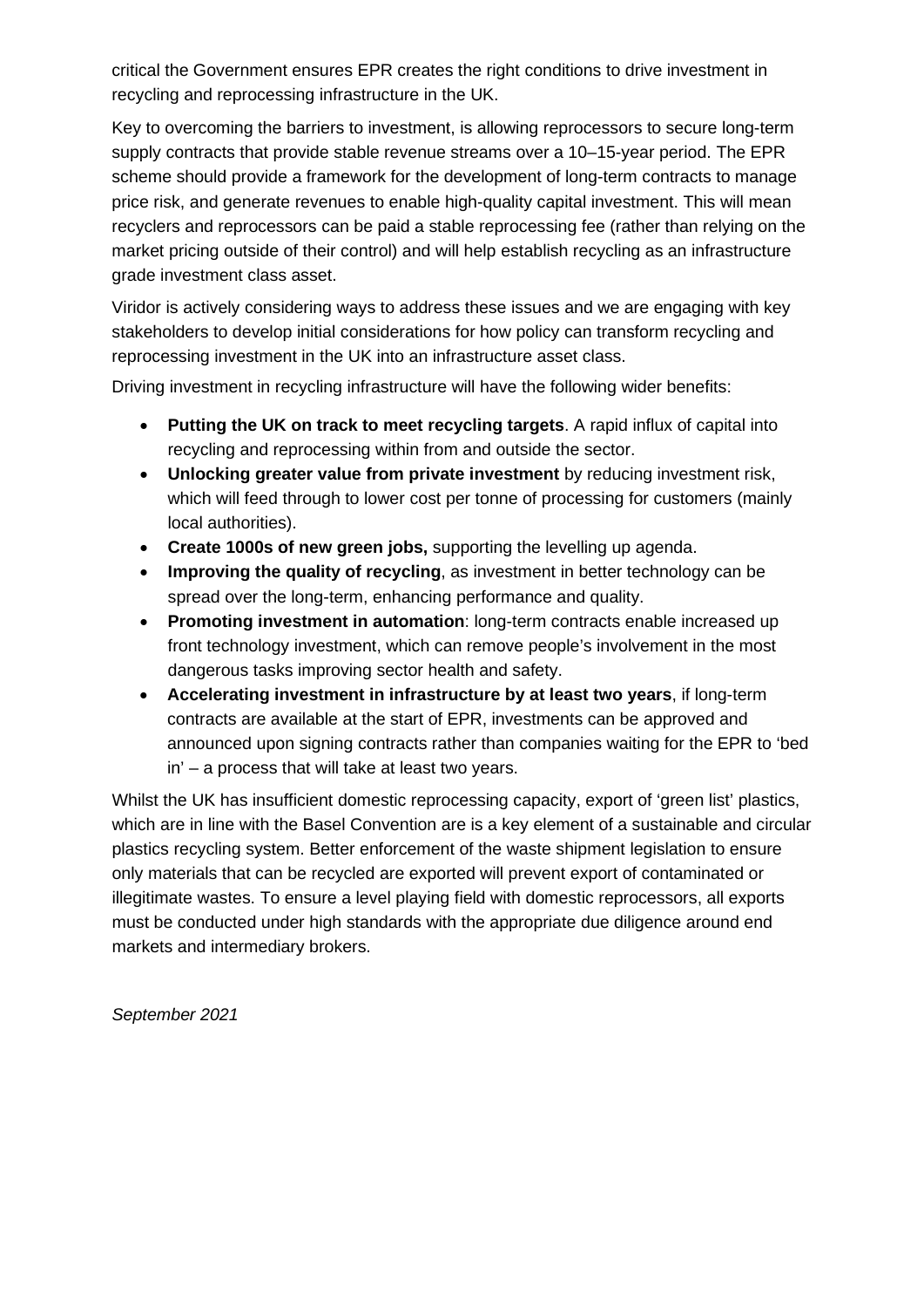critical the Government ensures EPR creates the right conditions to drive investment in recycling and reprocessing infrastructure in the UK.

Key to overcoming the barriers to investment, is allowing reprocessors to secure long-term supply contracts that provide stable revenue streams over a 10–15-year period. The EPR scheme should provide a framework for the development of long-term contracts to manage price risk, and generate revenues to enable high-quality capital investment. This will mean recyclers and reprocessors can be paid a stable reprocessing fee (rather than relying on the market pricing outside of their control) and will help establish recycling as an infrastructure grade investment class asset.

Viridor is actively considering ways to address these issues and we are engaging with key stakeholders to develop initial considerations for how policy can transform recycling and reprocessing investment in the UK into an infrastructure asset class.

Driving investment in recycling infrastructure will have the following wider benefits:

- **Putting the UK on track to meet recycling targets**. A rapid influx of capital into recycling and reprocessing within from and outside the sector.
- **Unlocking greater value from private investment** by reducing investment risk, which will feed through to lower cost per tonne of processing for customers (mainly local authorities).
- **Create 1000s of new green jobs,** supporting the levelling up agenda.
- **Improving the quality of recycling**, as investment in better technology can be spread over the long-term, enhancing performance and quality.
- **Promoting investment in automation**: long-term contracts enable increased up front technology investment, which can remove people's involvement in the most dangerous tasks improving sector health and safety.
- **Accelerating investment in infrastructure by at least two years**, if long-term contracts are available at the start of EPR, investments can be approved and announced upon signing contracts rather than companies waiting for the EPR to 'bed in' – a process that will take at least two years.

Whilst the UK has insufficient domestic reprocessing capacity, export of 'green list' plastics, which are in line with the Basel Convention are is a key element of a sustainable and circular plastics recycling system. Better enforcement of the waste shipment legislation to ensure only materials that can be recycled are exported will prevent export of contaminated or illegitimate wastes. To ensure a level playing field with domestic reprocessors, all exports must be conducted under high standards with the appropriate due diligence around end markets and intermediary brokers.

*September 2021*